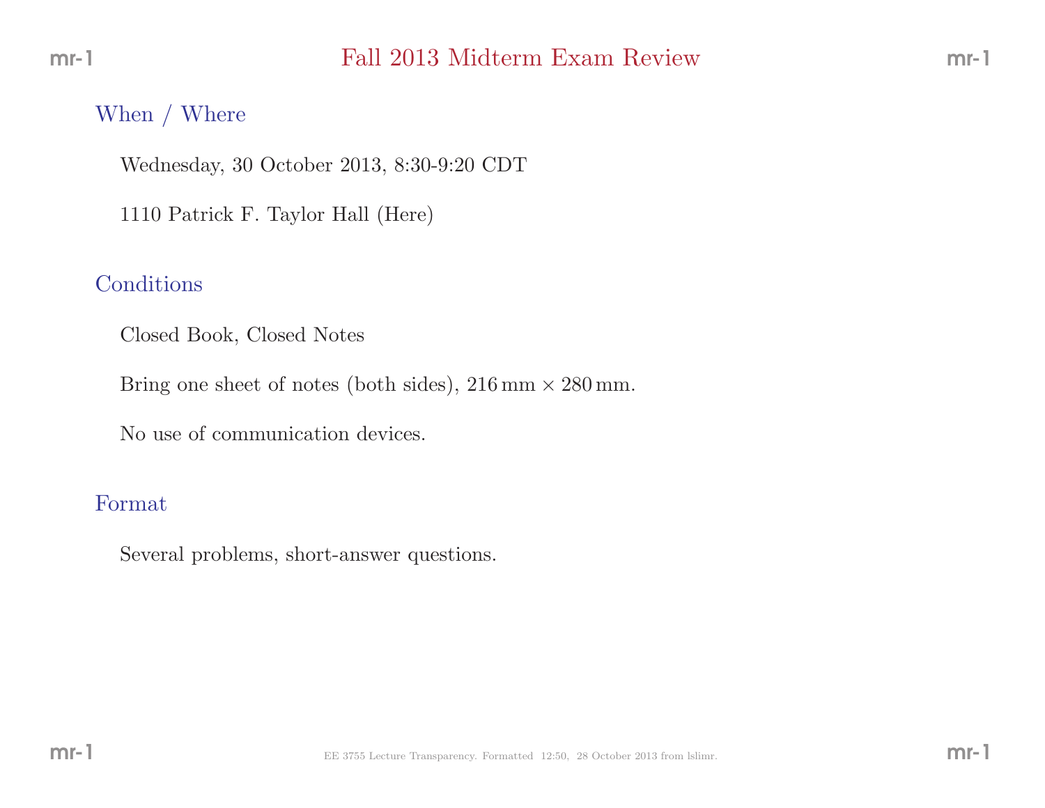# Fall 2013 Midterm Exam Review

## When / Where

Wednesday, 30 October 2013, 8:30-9:20 CDT

1110 Patrick F. Taylor Hall (Here)

## Conditions

Closed Book, Closed Notes

Bring one sheet of notes (both sides), $216\,\text{mm} \times 280\,\text{mm}$.

No use of communication devices.

## Format

Several problems, short-answer questions.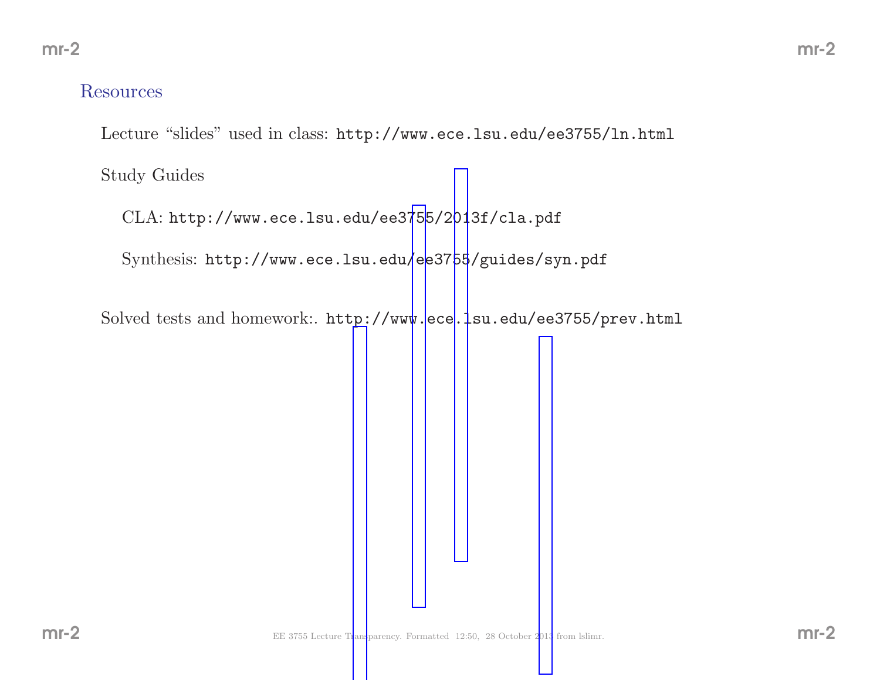## Resources

Lecture “slides” used in class: `http://www.ece.lsu.edu/ee3755/ln.html`

Study Guides

- CLA: `http://www.ece.lsu.edu/ee3755/2013f/cla.pdf`
- Synthesis: `http://www.ece.lsu.edu/ee3755/guides/syn.pdf`

Solved tests and homework:. `http://www.ece.lsu.edu/ee3755/prev.html`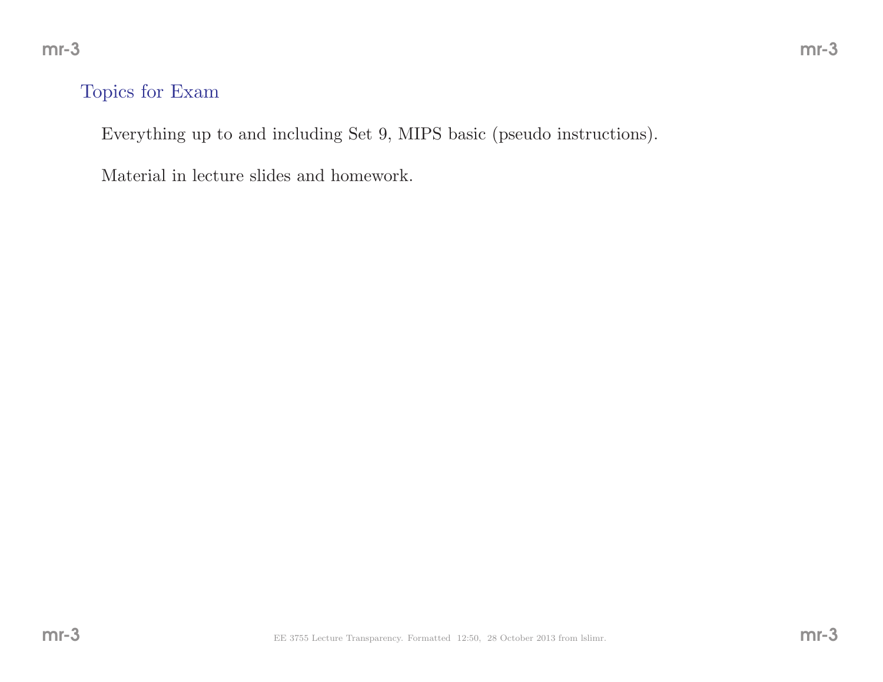## Topics for Exam

Everything up to and including Set 9, MIPS basic (pseudo instructions).

Material in lecture slides and homework.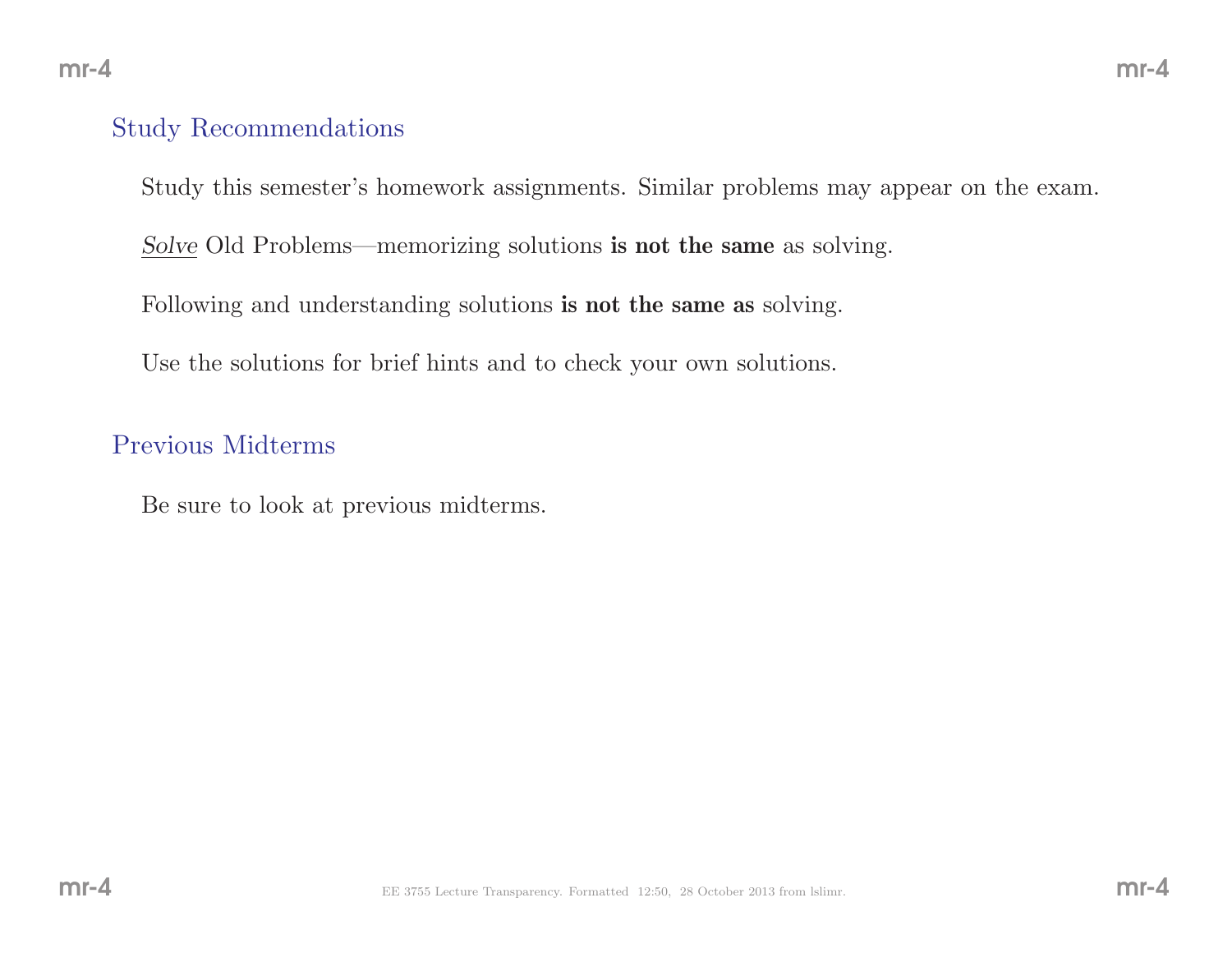## Study Recommendations

Study this semester's homework assignments. Similar problems may appear on the exam.

*Solve* Old Problems—memorizing solutions **is not the same** as solving.

Following and understanding solutions **is not the same as** solving.

Use the solutions for brief hints and to check your own solutions.

## Previous Midterms

Be sure to look at previous midterms.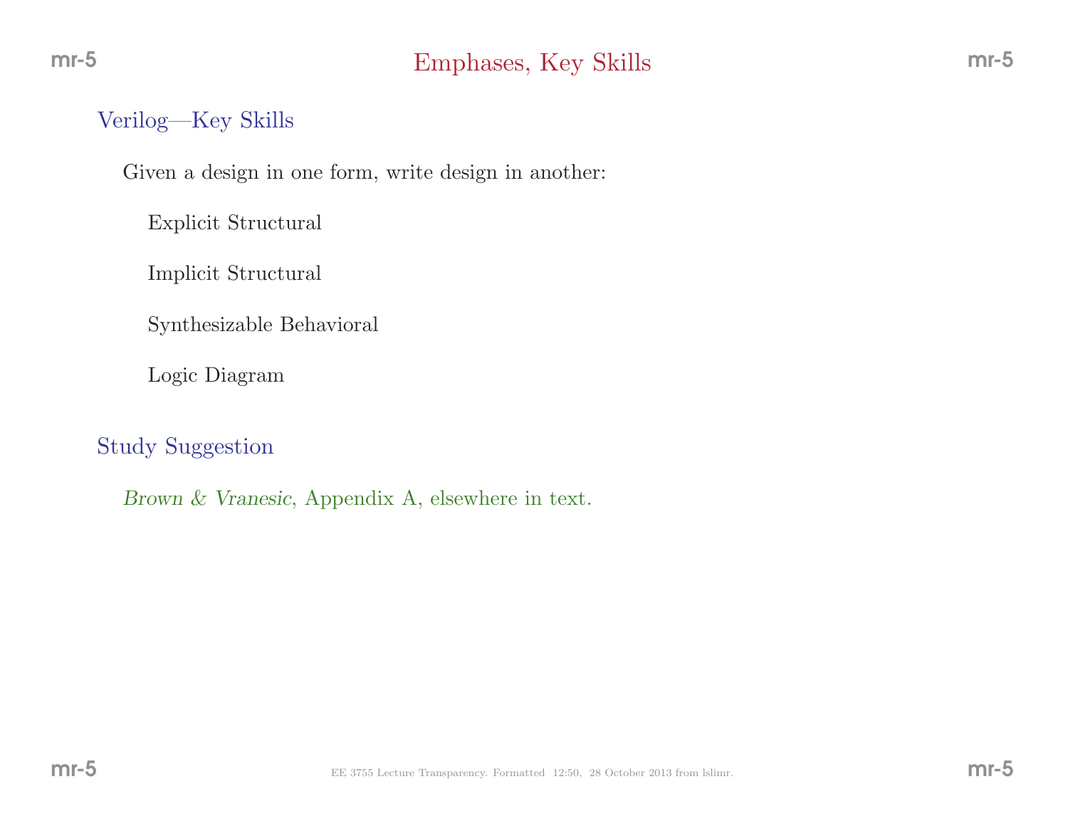# Emphases, Key Skills

## Verilog—Key Skills

Given a design in one form, write design in another:

- Explicit Structural
- Implicit Structural
- Synthesizable Behavioral
- Logic Diagram

## Study Suggestion

*Brown & Vranesic*, Appendix A, elsewhere in text.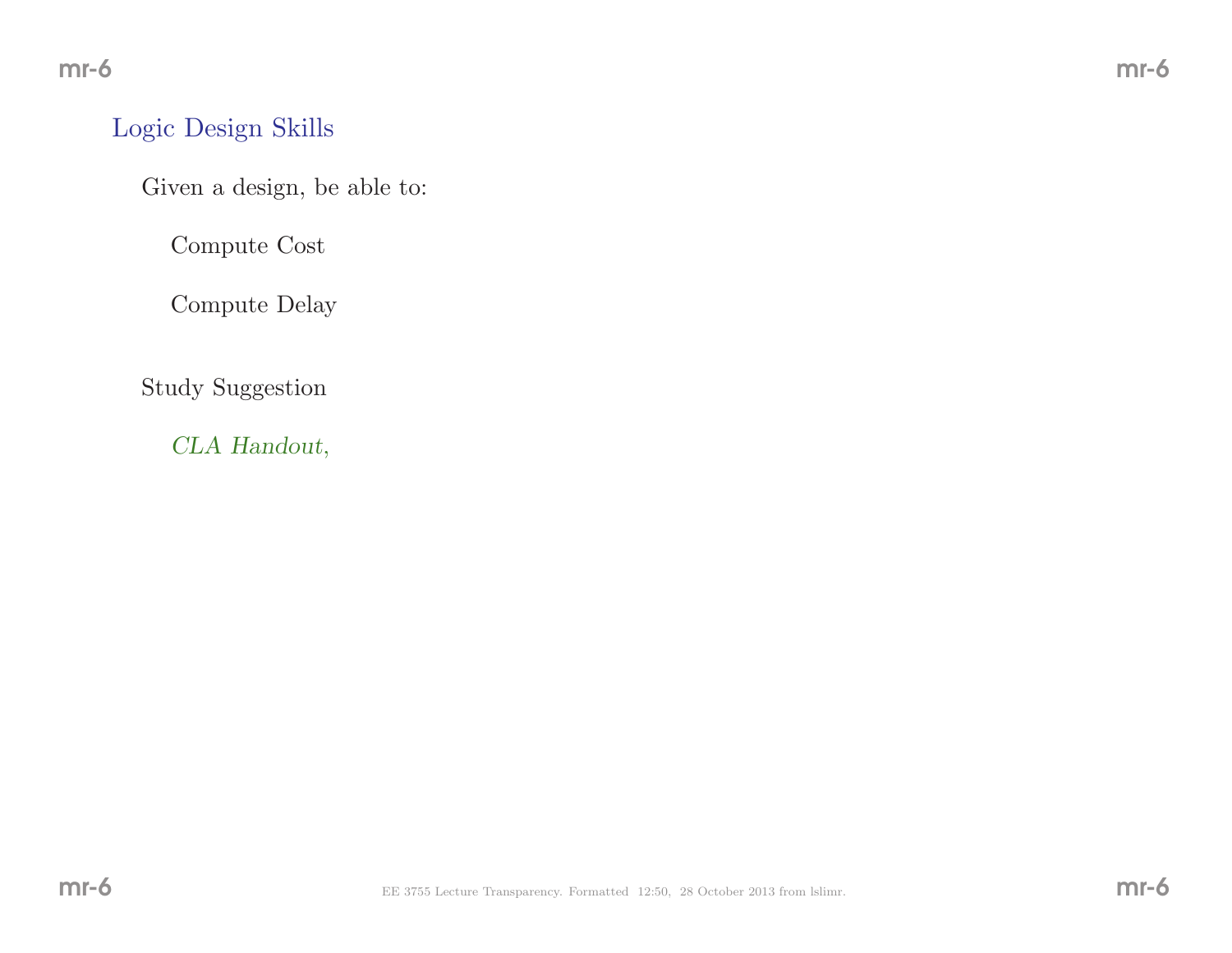## Logic Design Skills

Given a design, be able to:

- Compute Cost
- Compute Delay

Study Suggestion

- *CLA Handout*,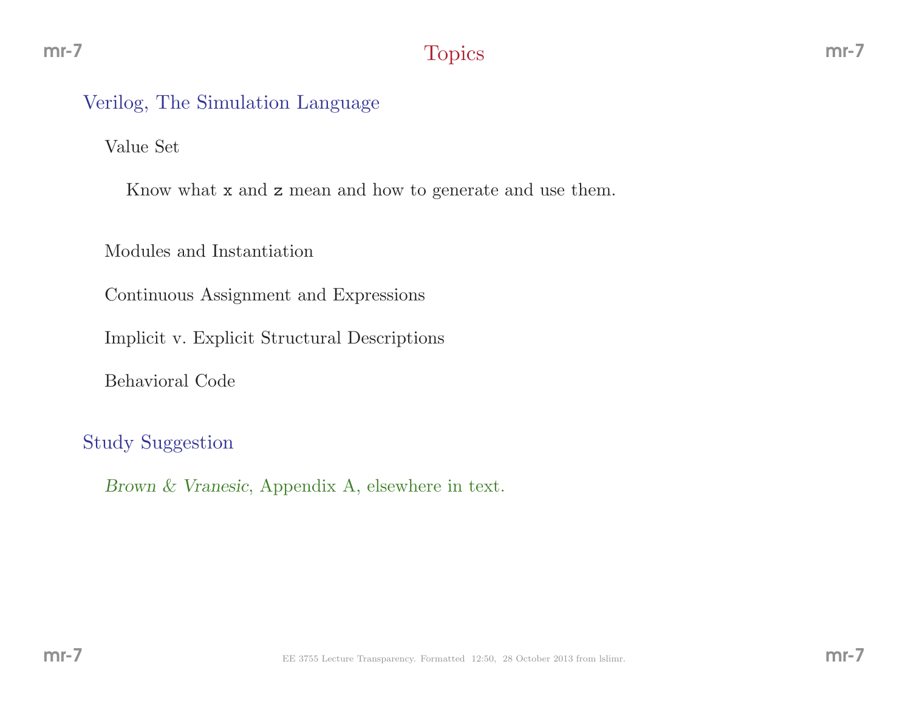# Topics

## Verilog, The Simulation Language

### Value Set

Know what `x` and `z` mean and how to generate and use them.

### Modules and Instantiation

### Continuous Assignment and Expressions

### Implicit v. Explicit Structural Descriptions

### Behavioral Code

## Study Suggestion

*Brown & Vranesic*, Appendix A, elsewhere in text.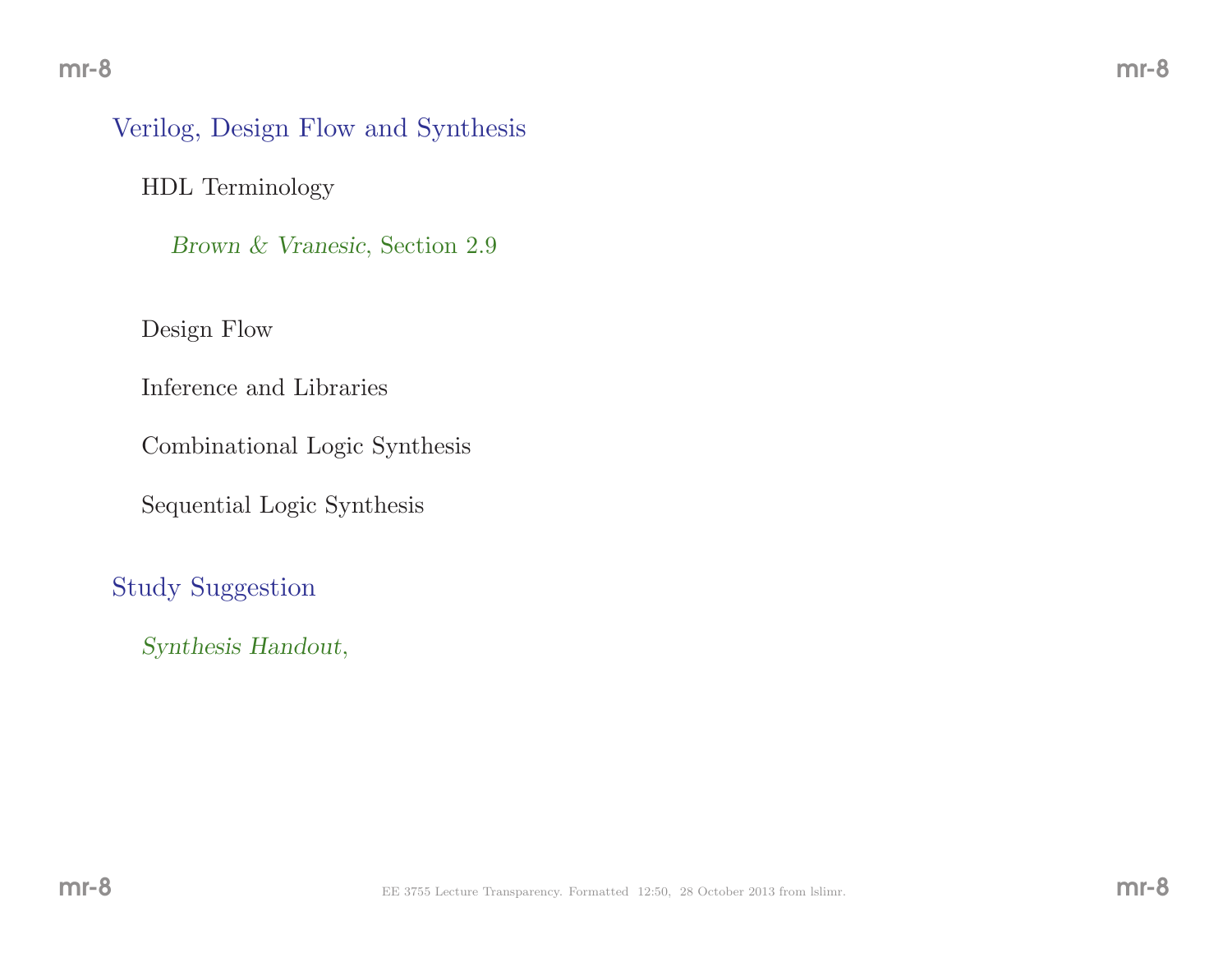## Verilog, Design Flow and Synthesis

### HDL Terminology

*Brown & Vranesic*, Section 2.9

### Design Flow

### Inference and Libraries

### Combinational Logic Synthesis

### Sequential Logic Synthesis

## Study Suggestion

*Synthesis Handout*,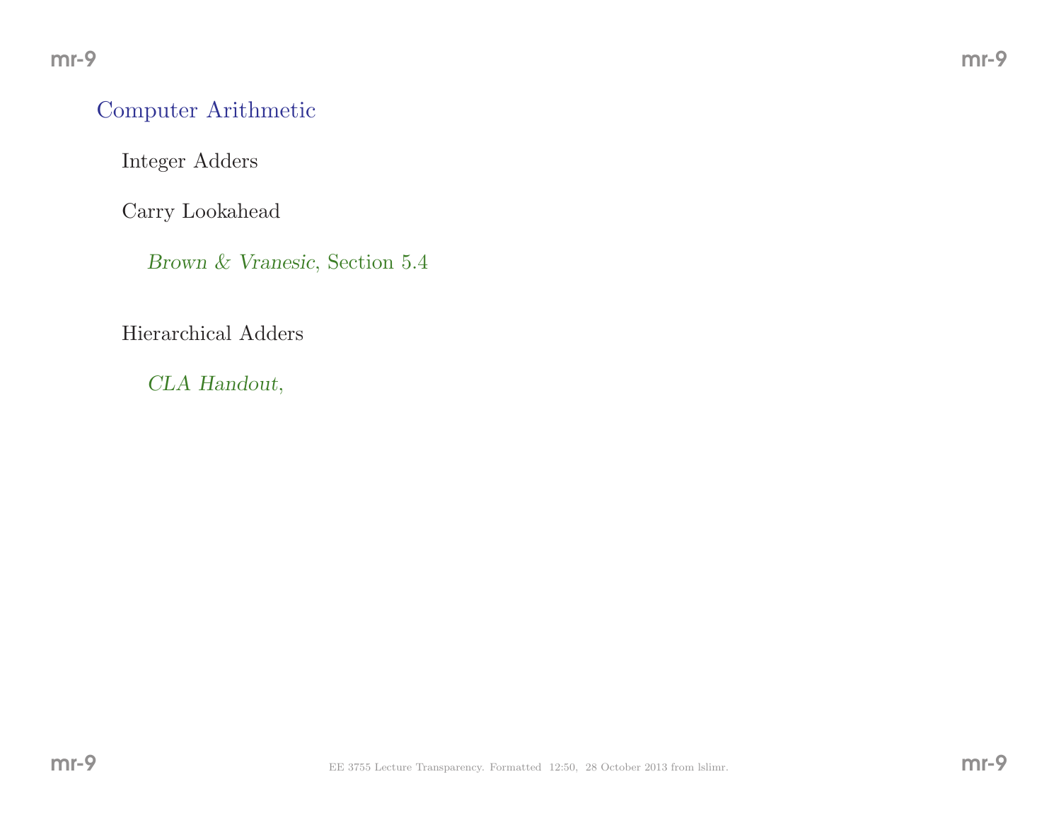## Computer Arithmetic

### Integer Adders

### Carry Lookahead

*Brown & Vranesic*, Section 5.4

### Hierarchical Adders

*CLA Handout*,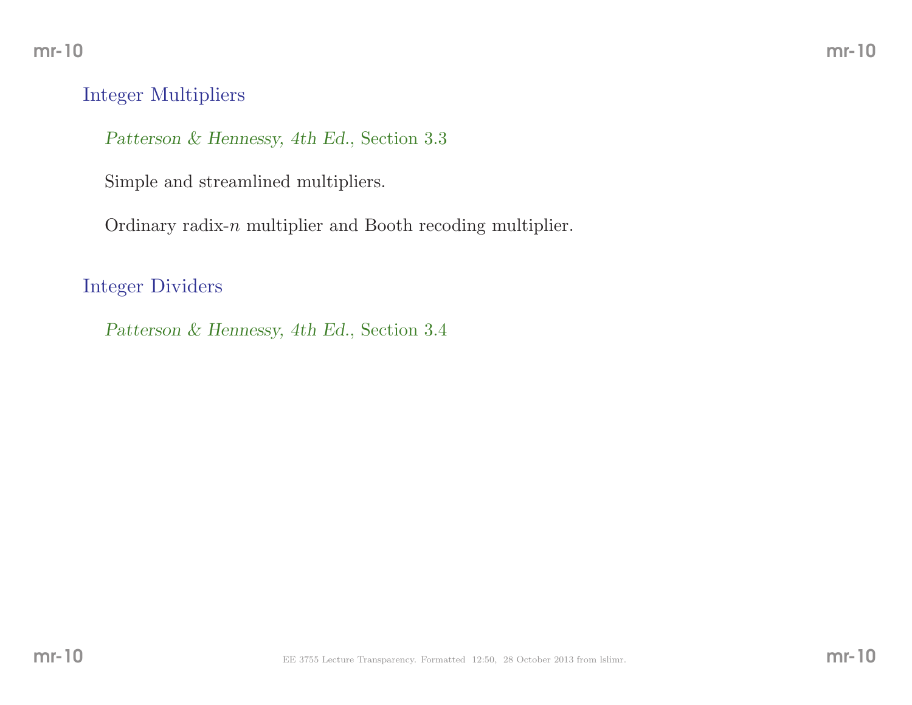## Integer Multipliers

*Patterson & Hennessy, 4th Ed.*, Section 3.3

Simple and streamlined multipliers.

Ordinary radix-$n$ multiplier and Booth recoding multiplier.

## Integer Dividers

*Patterson & Hennessy, 4th Ed.*, Section 3.4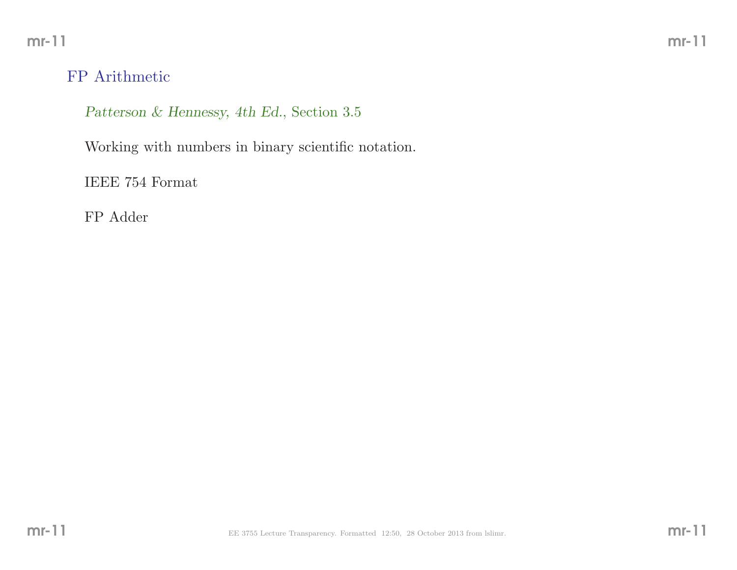## FP Arithmetic

*Patterson & Hennessy, 4th Ed.*, Section 3.5

Working with numbers in binary scientific notation.

IEEE 754 Format

FP Adder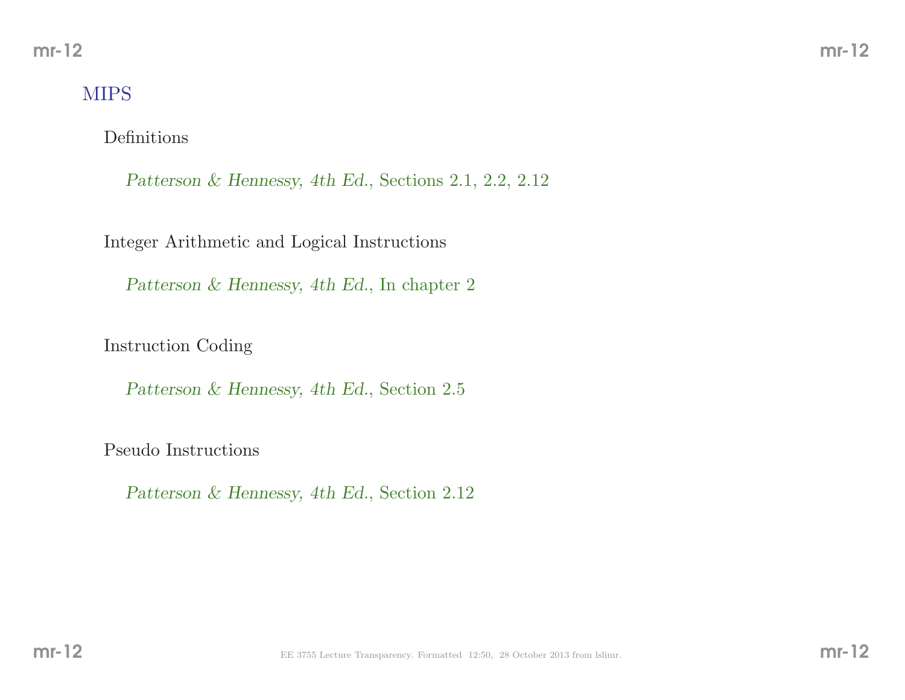## MIPS

### Definitions

*Patterson & Hennessy, 4th Ed.*, Sections 2.1, 2.2, 2.12

### Integer Arithmetic and Logical Instructions

*Patterson & Hennessy, 4th Ed.*, In chapter 2

### Instruction Coding

*Patterson & Hennessy, 4th Ed.*, Section 2.5

### Pseudo Instructions

*Patterson & Hennessy, 4th Ed.*, Section 2.12